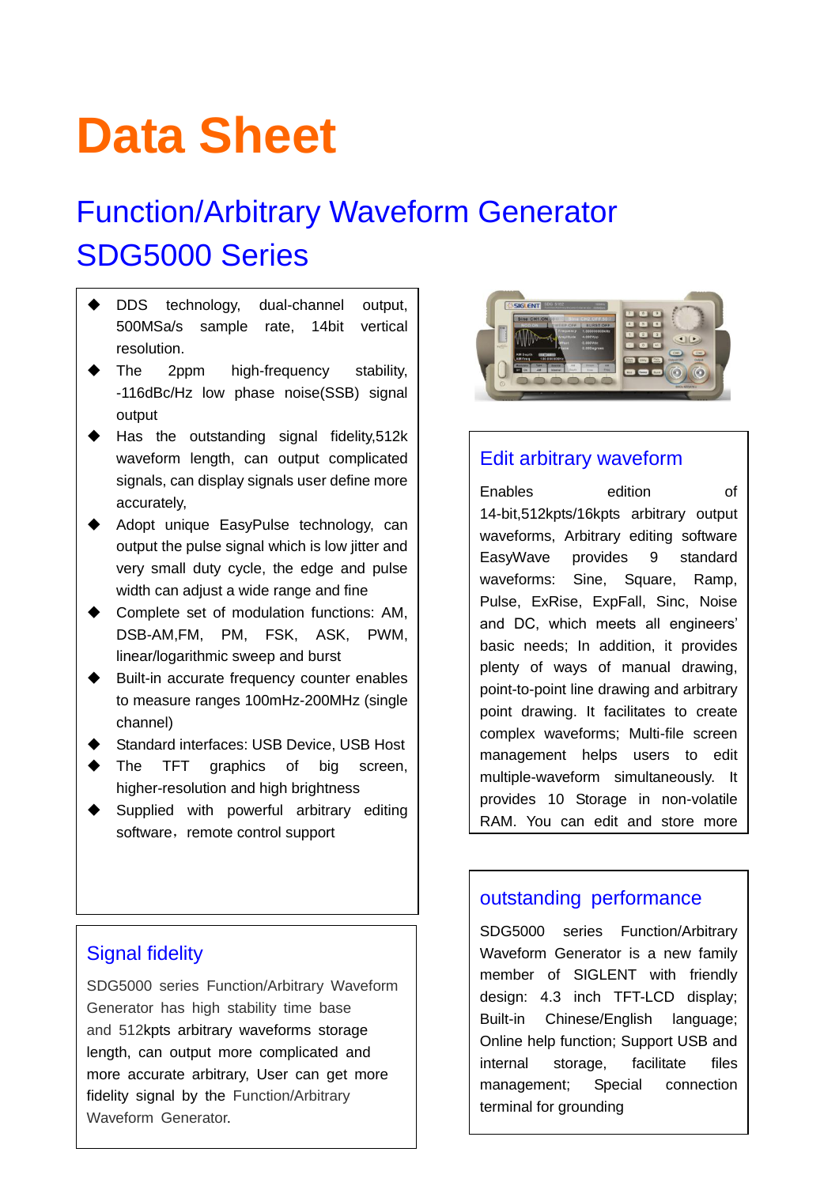# Data Sheet

## Function/Arbitrary Waveform Generator SDG5000 Series

- DDS technology, dual-channel output, 500MSa/s sample rate, 14bit vertical resolution.
- The 2ppm high-frequency stability, -116dBc/Hz low phase noise(SSB) signal output
- Has the outstanding signal fidelity,512k waveform length, can output complicated signals, can display signals user define more accurately,
- Adopt unique EasyPulse technology, can output the pulse signal which is low jitter and very small duty cycle, the edge and pulse width can adjust a wide range and fine
- Complete set of modulation functions: AM, DSB-AM,FM, PM, FSK, ASK, PWM, linear/logarithmic sweep and burst
- Built-in accurate frequency counter enables to measure ranges 100mHz-200MHz (single channel)
- Standard interfaces: USB Device, USB Host
- The TFT graphics of big screen, higher-resolution and high brightness
- Supplied with powerful arbitrary editing software，remote control support

### Signal fidelity

SDG5000 series Function/Arbitrary Waveform Generator has high stability time base and 512kpts arbitrary waveforms storage length, can output more complicated and more accurate arbitrary, User can get more fidelity signal by the Function/Arbitrary Waveform Generator.

### Edit arbitrary waveform

Enables edition of 14-bit,512kpts/16kpts arbitrary output waveforms, Arbitrary editing software EasyWave provides 9 standard waveforms: Sine, Square, Ramp, Pulse, ExRise, ExpFall, Sinc, Noise and DC, which meets all engineers' basic needs; In addition, it provides plenty of ways of manual drawing, point-to-point line drawing and arbitrary point drawing. It facilitates to create complex waveforms; Multi-file screen management helps users to edit multiple-waveform simultaneously. It provides 10 Storage in non-volatile RAM. You can edit and store more

### outstanding performance

SDG5000 series Function/Arbitrary Waveform Generator is a new family member of SIGLENT with friendly design: 4.3 inch TFT-LCD display; Built-in Chinese/English language; Online help function; Support USB and internal storage, facilitate files management; Special connection terminal for grounding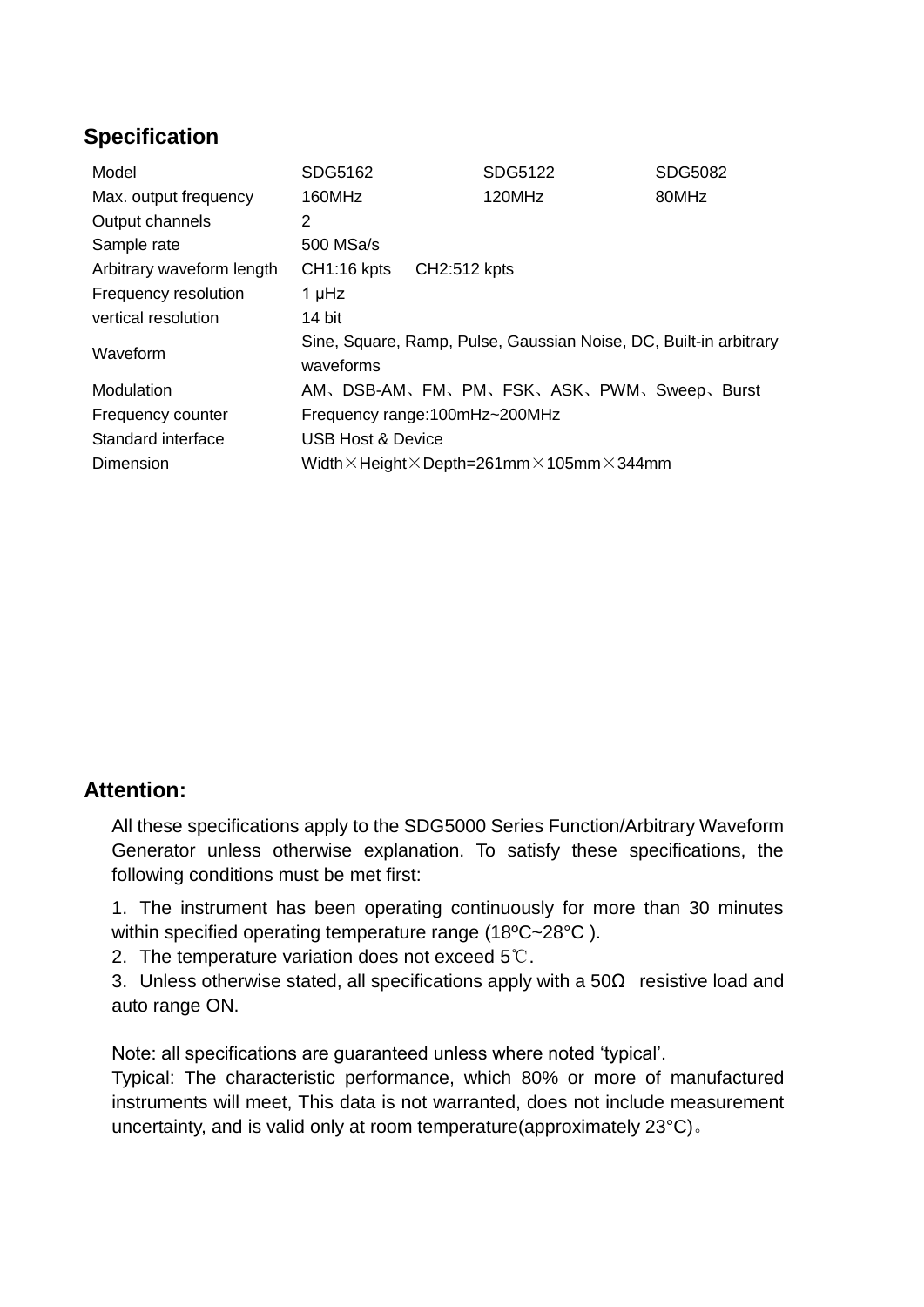## Specification

| Model | SDG5162 | SDG5122 | SDG5082 |
|---|---|---|---|
| Max. output frequency | 160MHz | 120MHz | 80MHz |
| Output channels | 2 | | |
| Sample rate | 500 MSa/s | | |
| Arbitrary waveform length | CH1:16 kpts CH2:512 kpts | | |
| Frequency resolution | 1 μHz | | |
| vertical resolution | 14 bit | | |
| Waveform | Sine, Square, Ramp, Pulse, Gaussian Noise, DC, Built-in arbitrary waveforms | | |
| Modulation | AM、DSB-AM、FM、PM、FSK、ASK、PWM、Sweep、Burst | | |
| Frequency counter | Frequency range:100mHz~200MHz | | |
| Standard interface | USB Host & Device | | |
| Dimension | Width×Height×Depth=261mm×105mm×344mm | | |

## Attention:

All these specifications apply to the SDG5000 Series Function/Arbitrary Waveform Generator unless otherwise explanation. To satisfy these specifications, the following conditions must be met first:

1. The instrument has been operating continuously for more than 30 minutes within specified operating temperature range (18ºC~28°C ).
2. The temperature variation does not exceed 5℃.
3. Unless otherwise stated, all specifications apply with a 50Ω resistive load and auto range ON.

Note: all specifications are guaranteed unless where noted 'typical'.
Typical: The characteristic performance, which 80% or more of manufactured instruments will meet, This data is not warranted, does not include measurement uncertainty, and is valid only at room temperature(approximately 23°C)。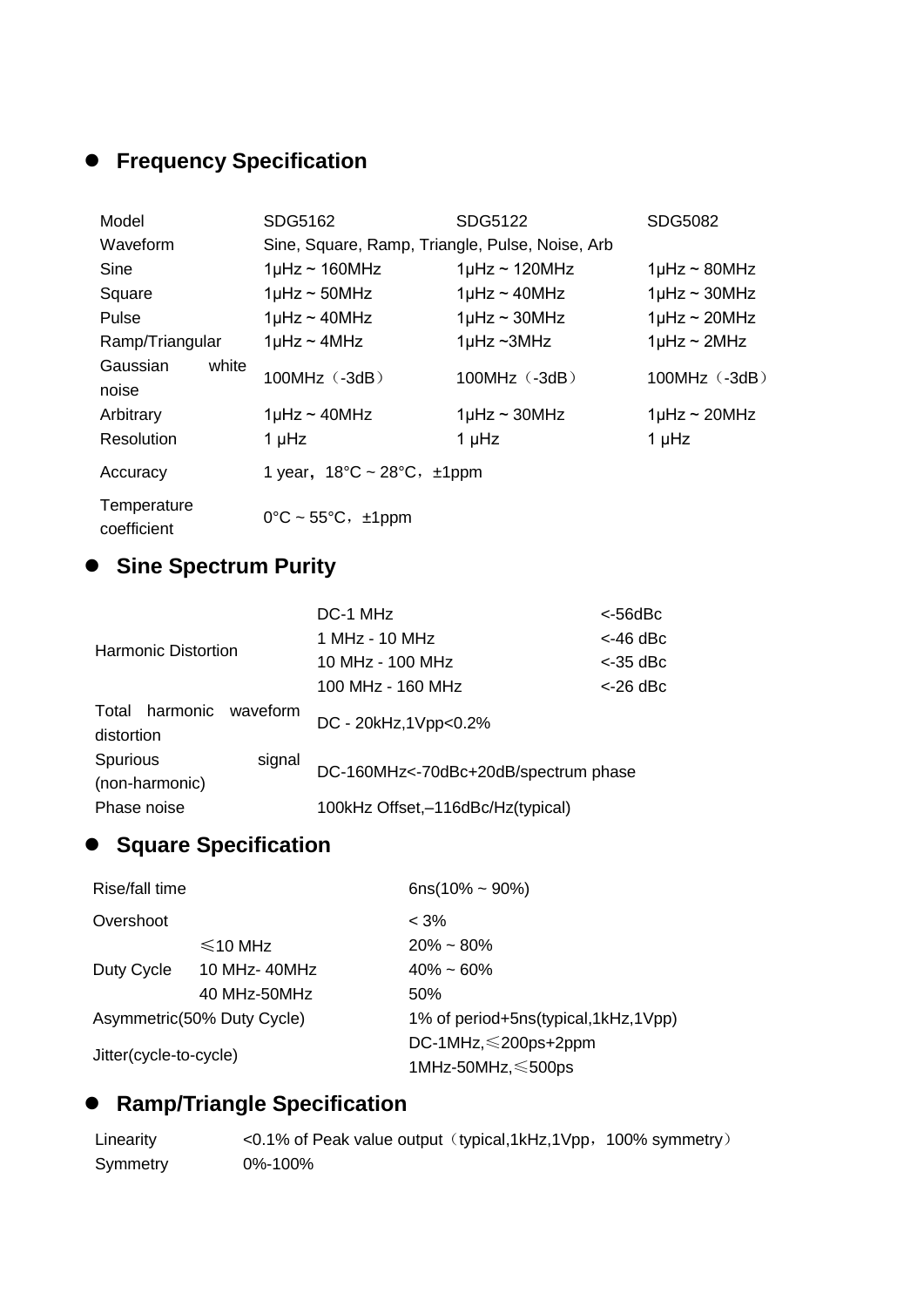- **Frequency Specification**

| Model | SDG5162 | SDG5122 | SDG5082 |
|---|---|---|---|
| Waveform | Sine, Square, Ramp, Triangle, Pulse, Noise, Arb | | |
| Sine | 1μHz ~ 160MHz | 1μHz ~ 120MHz | 1μHz ~ 80MHz |
| Square | 1μHz ~ 50MHz | 1μHz ~ 40MHz | 1μHz ~ 30MHz |
| Pulse | 1μHz ~ 40MHz | 1μHz ~ 30MHz | 1μHz ~ 20MHz |
| Ramp/Triangular | 1μHz ~ 4MHz | 1μHz ~3MHz | 1μHz ~ 2MHz |
| Gaussian white noise | 100MHz（-3dB） | 100MHz（-3dB） | 100MHz（-3dB） |
| Arbitrary | 1μHz ~ 40MHz | 1μHz ~ 30MHz | 1μHz ~ 20MHz |
| Resolution | 1 μHz | 1 μHz | 1 μHz |
| Accuracy | 1 year，18°C ~ 28°C，±1ppm | | |
| Temperature coefficient | 0°C ~ 55°C，±1ppm | | |

- **Sine Spectrum Purity**

| | | |
|---|---|---|
| Harmonic Distortion | DC-1 MHz | <-56dBc |
| | 1 MHz - 10 MHz | <-46 dBc |
| | 10 MHz - 100 MHz | <-35 dBc |
| | 100 MHz - 160 MHz | <-26 dBc |
| Total harmonic waveform distortion | DC - 20kHz,1Vpp<0.2% | |
| Spurious signal (non-harmonic) | DC-160MHz<-70dBc+20dB/spectrum phase | |
| Phase noise | 100kHz Offset,–116dBc/Hz(typical) | |

- **Square Specification**

| | | |
|---|---|---|
| Rise/fall time | | 6ns(10% ~ 90%) |
| Overshoot | | < 3% |
| Duty Cycle | ≤10 MHz | 20% ~ 80% |
| | 10 MHz- 40MHz | 40% ~ 60% |
| | 40 MHz-50MHz | 50% |
| Asymmetric(50% Duty Cycle) | | 1% of period+5ns(typical,1kHz,1Vpp) |
| Jitter(cycle-to-cycle) | | DC-1MHz,≤200ps+2ppm<br>1MHz-50MHz,≤500ps |

- **Ramp/Triangle Specification**

| | |
|---|---|
| Linearity | <0.1% of Peak value output（typical,1kHz,1Vpp，100% symmetry） |
| Symmetry | 0%-100% |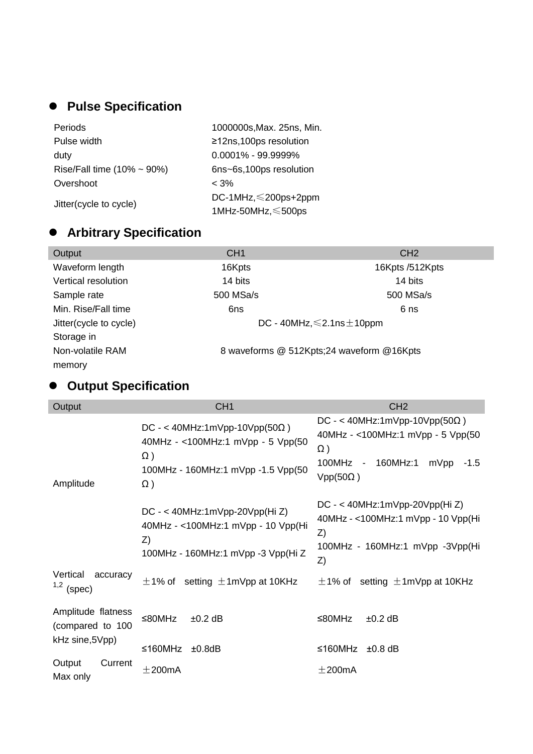- **Pulse Specification**

| | |
|---|---|
| Periods | 1000000s,Max. 25ns, Min. |
| Pulse width | ≥12ns,100ps resolution |
| duty | 0.0001% - 99.9999% |
| Rise/Fall time (10% ~ 90%) | 6ns~6s,100ps resolution |
| Overshoot | < 3% |
| Jitter(cycle to cycle) | DC-1MHz,≤200ps+2ppm<br>1MHz-50MHz,≤500ps |

- **Arbitrary Specification**

| Output | CH1 | CH2 |
|---|---|---|
| Waveform length | 16Kpts | 16Kpts /512Kpts |
| Vertical resolution | 14 bits | 14 bits |
| Sample rate | 500 MSa/s | 500 MSa/s |
| Min. Rise/Fall time | 6ns | 6 ns |
| Jitter(cycle to cycle) | DC - 40MHz,≤2.1ns±10ppm | |
| Storage in Non-volatile RAM memory | 8 waveforms @ 512Kpts;24 waveform @16Kpts | |

- **Output Specification**

| Output | CH1 | CH2 |
|---|---|---|
| Amplitude | DC - < 40MHz:1mVpp-10Vpp(50Ω )<br>40MHz - <100MHz:1 mVpp - 5 Vpp(50 Ω )<br>100MHz - 160MHz:1 mVpp -1.5 Vpp(50 Ω )<br><br>DC - < 40MHz:1mVpp-20Vpp(Hi Z)<br>40MHz - <100MHz:1 mVpp - 10 Vpp(Hi Z)<br>100MHz - 160MHz:1 mVpp -3 Vpp(Hi Z | DC - < 40MHz:1mVpp-10Vpp(50Ω )<br>40MHz - <100MHz:1 mVpp - 5 Vpp(50 Ω )<br>100MHz - 160MHz:1 mVpp -1.5 Vpp(50Ω )<br><br>DC - < 40MHz:1mVpp-20Vpp(Hi Z)<br>40MHz - <100MHz:1 mVpp - 10 Vpp(Hi Z)<br>100MHz - 160MHz:1 mVpp -3Vpp(Hi Z) |
| Vertical accuracy [1,2] (spec) | ±1% of setting ±1mVpp at 10KHz | ±1% of setting ±1mVpp at 10KHz |
| Amplitude flatness (compared to 100 kHz sine,5Vpp) | ≤80MHz ±0.2 dB<br>≤160MHz ±0.8dB | ≤80MHz ±0.2 dB<br>≤160MHz ±0.8 dB |
| Output Current Max only | ±200mA | ±200mA |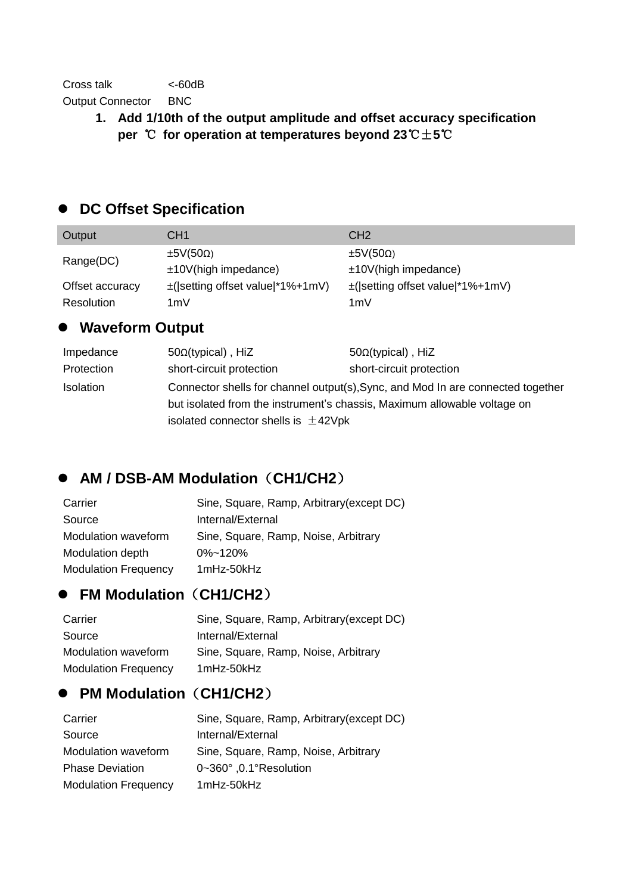| | |
|---|---|
| Cross talk | <-60dB |
| Output Connector | BNC |

1. **Add 1/10th of the output amplitude and offset accuracy specification per ℃ for operation at temperatures beyond 23℃±5℃**

## DC Offset Specification

| Output | CH1 | CH2 |
|---|---|---|
| Range(DC) | ±5V(50Ω)<br>±10V(high impedance) | ±5V(50Ω)<br>±10V(high impedance) |
| Offset accuracy | ±(\|setting offset value\|*1%+1mV) | ±(\|setting offset value\|*1%+1mV) |
| Resolution | 1mV | 1mV |

## Waveform Output

| | | |
|---|---|---|
| Impedance | 50Ω(typical) , HiZ | 50Ω(typical) , HiZ |
| Protection | short-circuit protection | short-circuit protection |
| Isolation | Connector shells for channel output(s),Sync, and Mod In are connected together but isolated from the instrument's chassis, Maximum allowable voltage on isolated connector shells is ±42Vpk | |

## AM / DSB-AM Modulation（CH1/CH2）

| | |
|---|---|
| Carrier | Sine, Square, Ramp, Arbitrary(except DC) |
| Source | Internal/External |
| Modulation waveform | Sine, Square, Ramp, Noise, Arbitrary |
| Modulation depth | 0%~120% |
| Modulation Frequency | 1mHz-50kHz |

## FM Modulation（CH1/CH2）

| | |
|---|---|
| Carrier | Sine, Square, Ramp, Arbitrary(except DC) |
| Source | Internal/External |
| Modulation waveform | Sine, Square, Ramp, Noise, Arbitrary |
| Modulation Frequency | 1mHz-50kHz |

## PM Modulation（CH1/CH2）

| | |
|---|---|
| Carrier | Sine, Square, Ramp, Arbitrary(except DC) |
| Source | Internal/External |
| Modulation waveform | Sine, Square, Ramp, Noise, Arbitrary |
| Phase Deviation | 0~360° ,0.1°Resolution |
| Modulation Frequency | 1mHz-50kHz |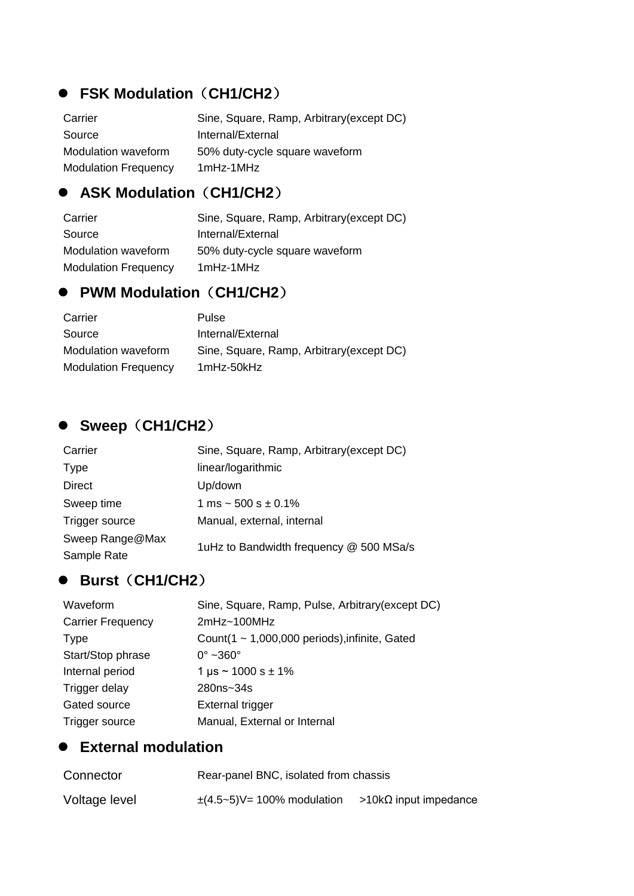- **FSK Modulation（CH1/CH2）**

| | |
|---|---|
| Carrier | Sine, Square, Ramp, Arbitrary(except DC) |
| Source | Internal/External |
| Modulation waveform | 50% duty-cycle square waveform |
| Modulation Frequency | 1mHz-1MHz |

- **ASK Modulation（CH1/CH2）**

| | |
|---|---|
| Carrier | Sine, Square, Ramp, Arbitrary(except DC) |
| Source | Internal/External |
| Modulation waveform | 50% duty-cycle square waveform |
| Modulation Frequency | 1mHz-1MHz |

- **PWM Modulation（CH1/CH2）**

| | |
|---|---|
| Carrier | Pulse |
| Source | Internal/External |
| Modulation waveform | Sine, Square, Ramp, Arbitrary(except DC) |
| Modulation Frequency | 1mHz-50kHz |

- **Sweep（CH1/CH2）**

| | |
|---|---|
| Carrier | Sine, Square, Ramp, Arbitrary(except DC) |
| Type | linear/logarithmic |
| Direct | Up/down |
| Sweep time | 1 ms ~ 500 s ± 0.1% |
| Trigger source | Manual, external, internal |
| Sweep Range@Max Sample Rate | 1uHz to Bandwidth frequency @ 500 MSa/s |

- **Burst（CH1/CH2）**

| | |
|---|---|
| Waveform | Sine, Square, Ramp, Pulse, Arbitrary(except DC) |
| Carrier Frequency | 2mHz~100MHz |
| Type | Count(1 ~ 1,000,000 periods),infinite, Gated |
| Start/Stop phrase | 0° ~360° |
| Internal period | 1 μs ~ 1000 s ± 1% |
| Trigger delay | 280ns~34s |
| Gated source | External trigger |
| Trigger source | Manual, External or Internal |

- **External modulation**

| | |
|---|---|
| Connector | Rear-panel BNC, isolated from chassis |
| Voltage level | ±(4.5~5)V= 100% modulation >10kΩ input impedance |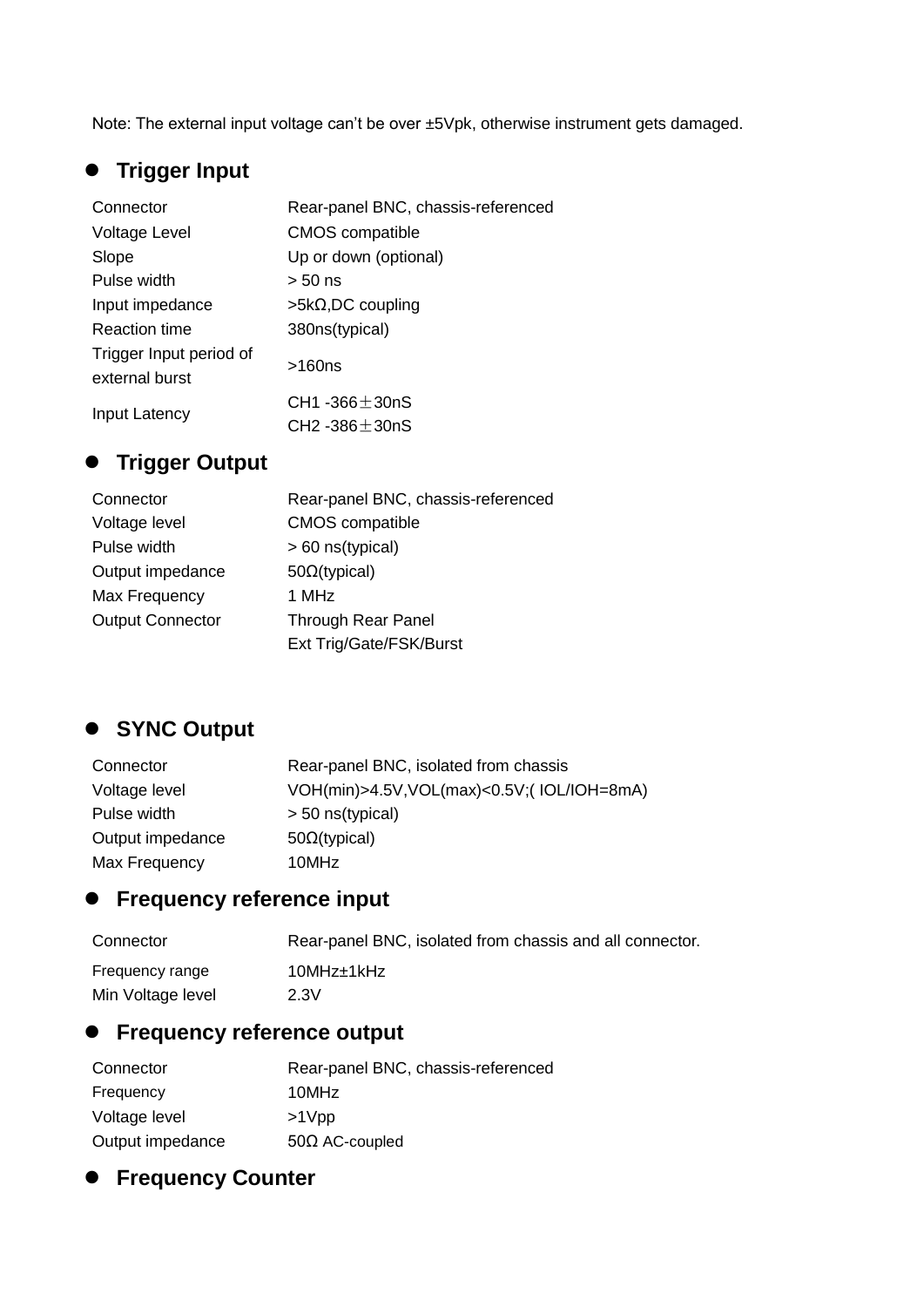Note: The external input voltage can't be over ±5Vpk, otherwise instrument gets damaged.

- **Trigger Input**

| | |
|---|---|
| Connector | Rear-panel BNC, chassis-referenced |
| Voltage Level | CMOS compatible |
| Slope | Up or down (optional) |
| Pulse width | > 50 ns |
| Input impedance | >5kΩ,DC coupling |
| Reaction time | 380ns(typical) |
| Trigger Input period of external burst | >160ns |
| Input Latency | CH1 -366±30nS<br>CH2 -386±30nS |

- **Trigger Output**

| | |
|---|---|
| Connector | Rear-panel BNC, chassis-referenced |
| Voltage level | CMOS compatible |
| Pulse width | > 60 ns(typical) |
| Output impedance | 50Ω(typical) |
| Max Frequency | 1 MHz |
| Output Connector | Through Rear Panel<br>Ext Trig/Gate/FSK/Burst |

- **SYNC Output**

| | |
|---|---|
| Connector | Rear-panel BNC, isolated from chassis |
| Voltage level | VOH(min)>4.5V,VOL(max)<0.5V;( IOL/IOH=8mA) |
| Pulse width | > 50 ns(typical) |
| Output impedance | 50Ω(typical) |
| Max Frequency | 10MHz |

- **Frequency reference input**

| | |
|---|---|
| Connector | Rear-panel BNC, isolated from chassis and all connector. |
| Frequency range | 10MHz±1kHz |
| Min Voltage level | 2.3V |

- **Frequency reference output**

| | |
|---|---|
| Connector | Rear-panel BNC, chassis-referenced |
| Frequency | 10MHz |
| Voltage level | >1Vpp |
| Output impedance | 50Ω AC-coupled |

- **Frequency Counter**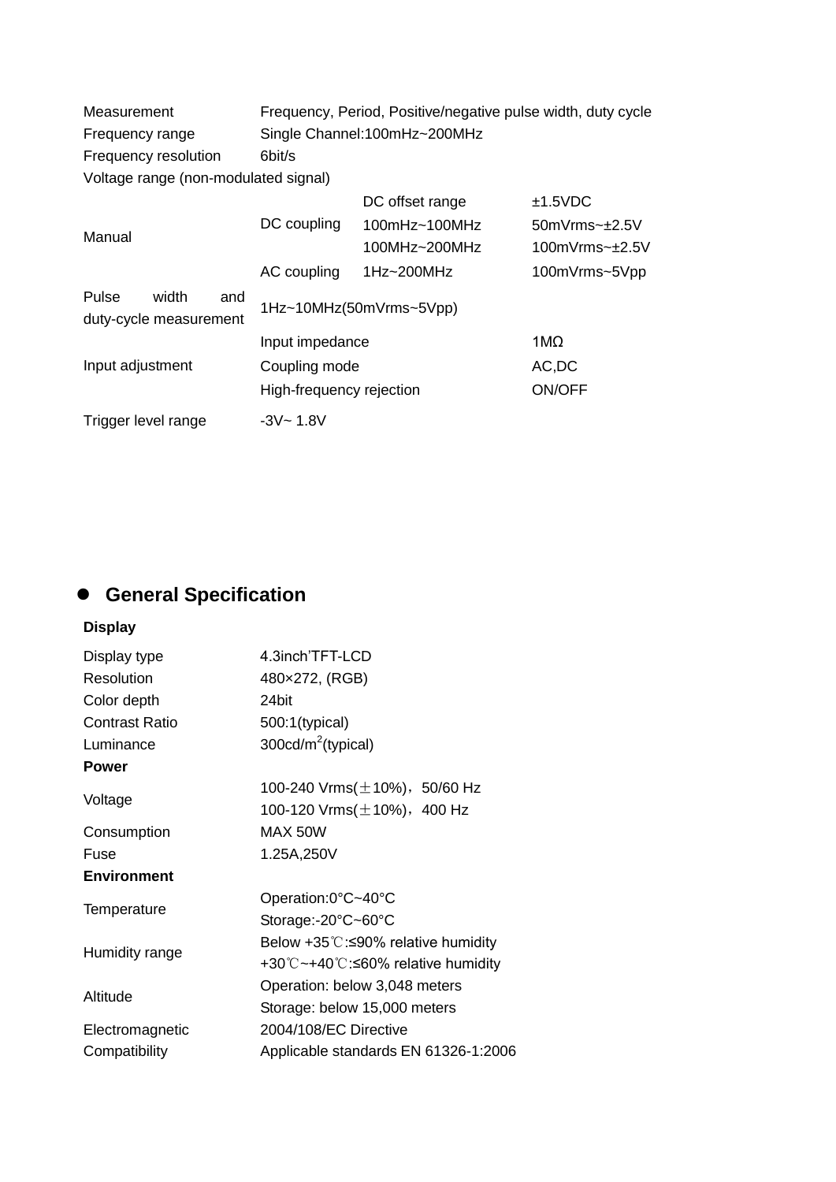| | | | |
|---|---|---|---|
| Measurement | Frequency, Period, Positive/negative pulse width, duty cycle | | |
| Frequency range | Single Channel:100mHz~200MHz | | |
| Frequency resolution | 6bit/s | | |
| Voltage range (non-modulated signal) | | | |
| Manual | DC coupling | DC offset range | ±1.5VDC |
| | | 100mHz~100MHz | 50mVrms~±2.5V |
| | | 100MHz~200MHz | 100mVrms~±2.5V |
| | AC coupling | 1Hz~200MHz | 100mVrms~5Vpp |
| Pulse width and duty-cycle measurement | 1Hz~10MHz(50mVrms~5Vpp) | | |
| Input adjustment | Input impedance | | 1MΩ |
| | Coupling mode | | AC,DC |
| | High-frequency rejection | | ON/OFF |
| Trigger level range | -3V~ 1.8V | | |

## General Specification

| | |
|---|---|
| **Display** | |
| Display type | 4.3inch'TFT-LCD |
| Resolution | 480×272, (RGB) |
| Color depth | 24bit |
| Contrast Ratio | 500:1(typical) |
| Luminance | 300cd/$m^2$(typical) |
| **Power** | |
| Voltage | 100-240 Vrms(±10%)，50/60 Hz |
| | 100-120 Vrms(±10%)，400 Hz |
| Consumption | MAX 50W |
| Fuse | 1.25A,250V |
| **Environment** | |
| Temperature | Operation:0°C~40°C |
| | Storage:-20°C~60°C |
| Humidity range | Below +35℃:≤90% relative humidity |
| | +30℃~+40℃:≤60% relative humidity |
| Altitude | Operation: below 3,048 meters |
| | Storage: below 15,000 meters |
| Electromagnetic Compatibility | 2004/108/EC Directive |
| | Applicable standards EN 61326-1:2006 |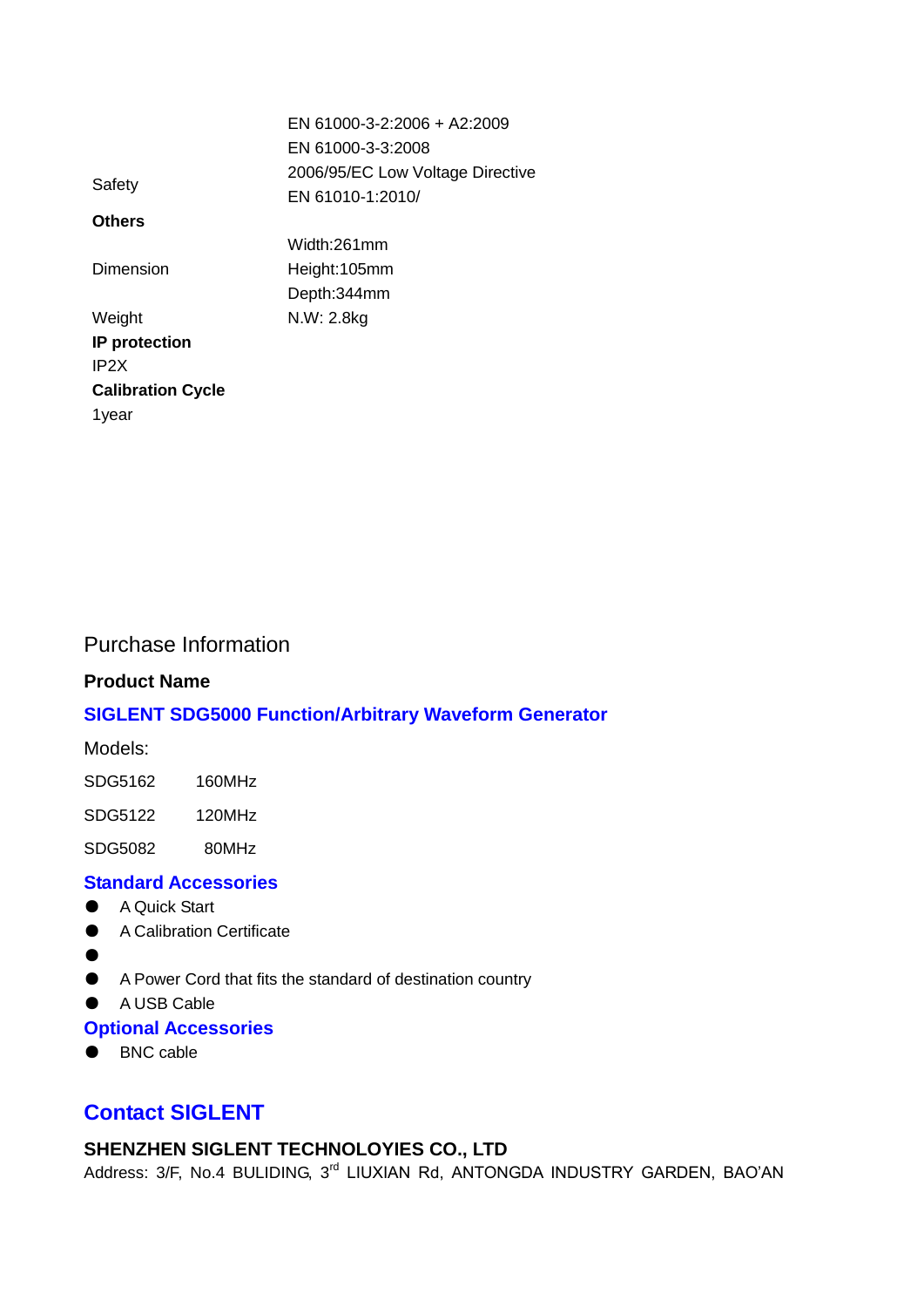| | |
|---|---|
| | EN 61000-3-2:2006 + A2:2009 |
| | EN 61000-3-3:2008 |
| Safety | 2006/95/EC Low Voltage Directive |
| | EN 61010-1:2010/ |
| **Others** | |
| | Width:261mm |
| Dimension | Height:105mm |
| | Depth:344mm |
| Weight | N.W: 2.8kg |

**IP protection**

IP2X

**Calibration Cycle**

1year

# Purchase Information

**Product Name**

**SIGLENT SDG5000 Function/Arbitrary Waveform Generator**

Models:

| | |
|---|---|
| SDG5162 | 160MHz |
| SDG5122 | 120MHz |
| SDG5082 | 80MHz |

**Standard Accessories**

- A Quick Start
- A Calibration Certificate
- 
- A Power Cord that fits the standard of destination country
- A USB Cable

**Optional Accessories**

- BNC cable

## Contact SIGLENT

**SHENZHEN SIGLENT TECHNOLOYIES CO., LTD**

Address: 3/F, No.4 BULIDING, 3rd LIUXIAN Rd, ANTONGDA INDUSTRY GARDEN, BAO'AN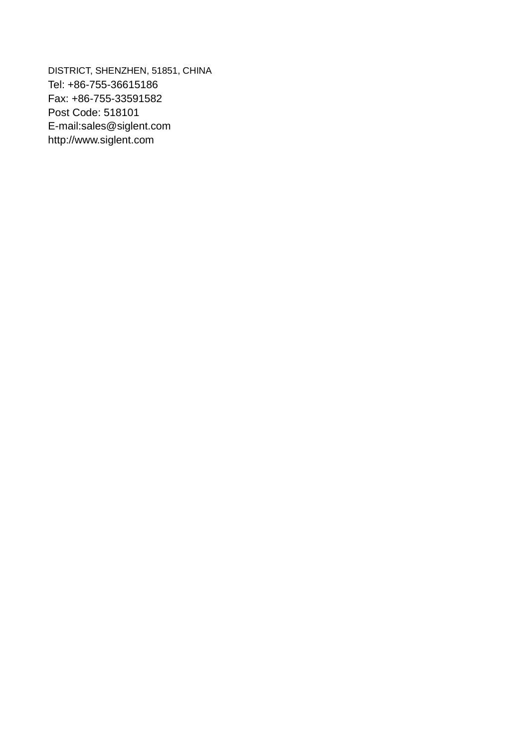DISTRICT, SHENZHEN, 51851, CHINA
Tel: +86-755-36615186
Fax: +86-755-33591582
Post Code: 518101
E-mail:sales@siglent.com
http://www.siglent.com